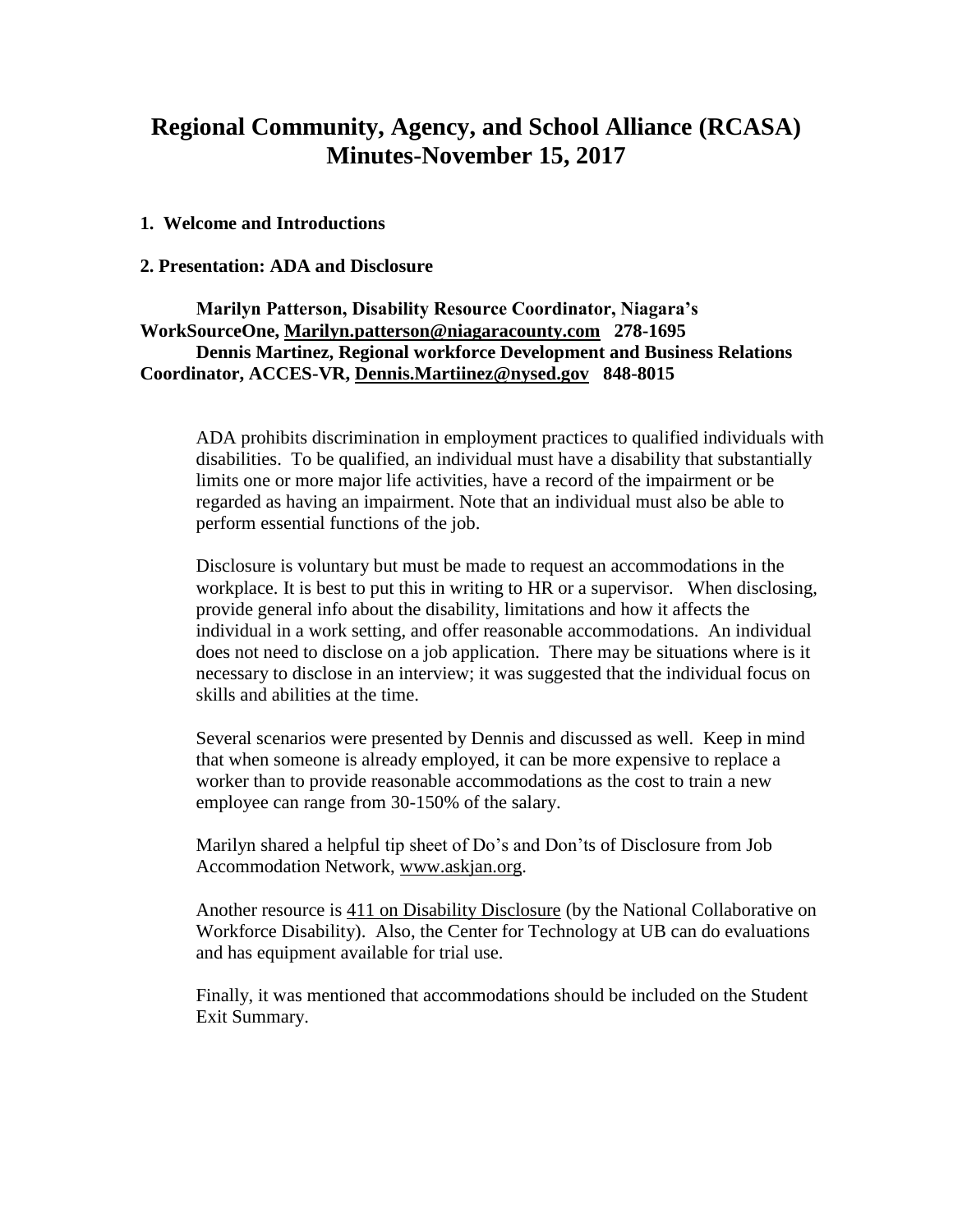# Regional Community, Agency, and School Alliance (RCASA) Minutes-November 15, 2017

**1. Welcome and Introductions**

**2. Presentation: ADA and Disclosure**

**Marilyn Patterson, Disability Resource Coordinator, Niagara's WorkSourceOne, Marilyn.patterson@niagaracounty.com 278-1695**
**Dennis Martinez, Regional workforce Development and Business Relations Coordinator, ACCES-VR, Dennis.Martiinez@nysed.gov 848-8015**

ADA prohibits discrimination in employment practices to qualified individuals with disabilities. To be qualified, an individual must have a disability that substantially limits one or more major life activities, have a record of the impairment or be regarded as having an impairment. Note that an individual must also be able to perform essential functions of the job.

Disclosure is voluntary but must be made to request an accommodations in the workplace. It is best to put this in writing to HR or a supervisor. When disclosing, provide general info about the disability, limitations and how it affects the individual in a work setting, and offer reasonable accommodations. An individual does not need to disclose on a job application. There may be situations where is it necessary to disclose in an interview; it was suggested that the individual focus on skills and abilities at the time.

Several scenarios were presented by Dennis and discussed as well. Keep in mind that when someone is already employed, it can be more expensive to replace a worker than to provide reasonable accommodations as the cost to train a new employee can range from 30-150% of the salary.

Marilyn shared a helpful tip sheet of Do's and Don'ts of Disclosure from Job Accommodation Network, www.askjan.org.

Another resource is 411 on Disability Disclosure (by the National Collaborative on Workforce Disability). Also, the Center for Technology at UB can do evaluations and has equipment available for trial use.

Finally, it was mentioned that accommodations should be included on the Student Exit Summary.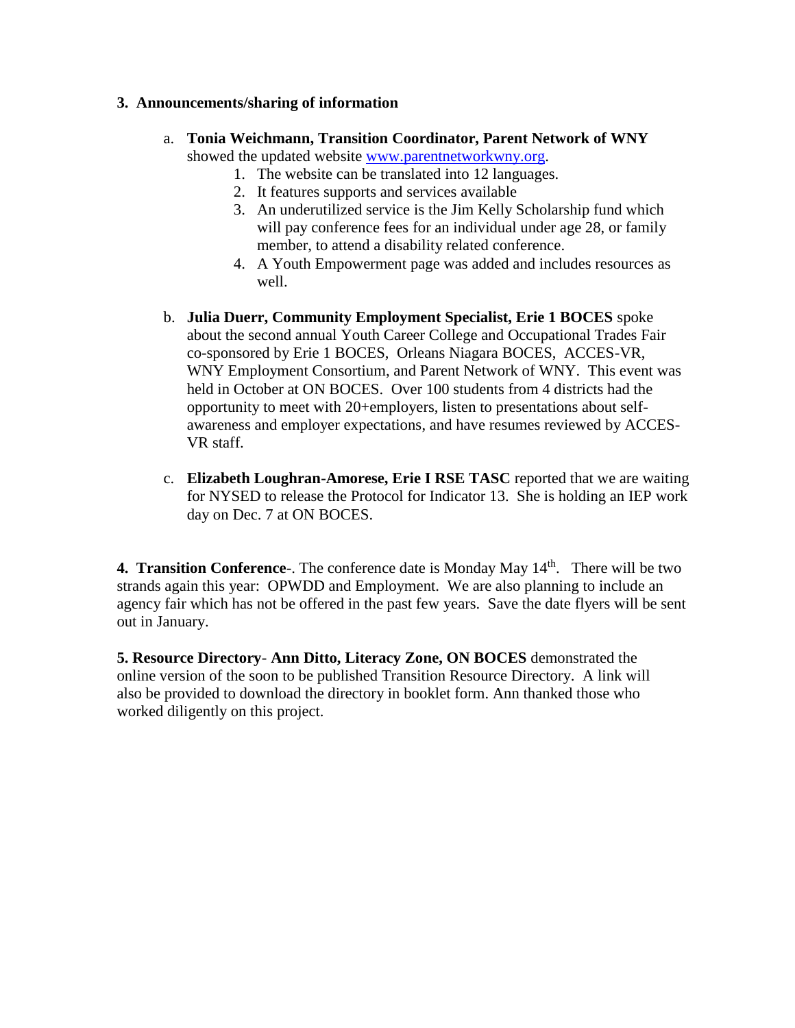**3. Announcements/sharing of information**

a. **Tonia Weichmann, Transition Coordinator, Parent Network of WNY** showed the updated website [www.parentnetworkwny.org](http://www.parentnetworkwny.org).
   1. The website can be translated into 12 languages.
   2. It features supports and services available
   3. An underutilized service is the Jim Kelly Scholarship fund which will pay conference fees for an individual under age 28, or family member, to attend a disability related conference.
   4. A Youth Empowerment page was added and includes resources as well.

b. **Julia Duerr, Community Employment Specialist, Erie 1 BOCES** spoke about the second annual Youth Career College and Occupational Trades Fair co-sponsored by Erie 1 BOCES, Orleans Niagara BOCES, ACCES-VR, WNY Employment Consortium, and Parent Network of WNY. This event was held in October at ON BOCES. Over 100 students from 4 districts had the opportunity to meet with 20+employers, listen to presentations about self-awareness and employer expectations, and have resumes reviewed by ACCES-VR staff.

c. **Elizabeth Loughran-Amorese, Erie I RSE TASC** reported that we are waiting for NYSED to release the Protocol for Indicator 13. She is holding an IEP work day on Dec. 7 at ON BOCES.

**4. Transition Conference**-. The conference date is Monday May 14th. There will be two strands again this year: OPWDD and Employment. We are also planning to include an agency fair which has not be offered in the past few years. Save the date flyers will be sent out in January.

**5. Resource Directory**- **Ann Ditto, Literacy Zone, ON BOCES** demonstrated the online version of the soon to be published Transition Resource Directory. A link will also be provided to download the directory in booklet form. Ann thanked those who worked diligently on this project.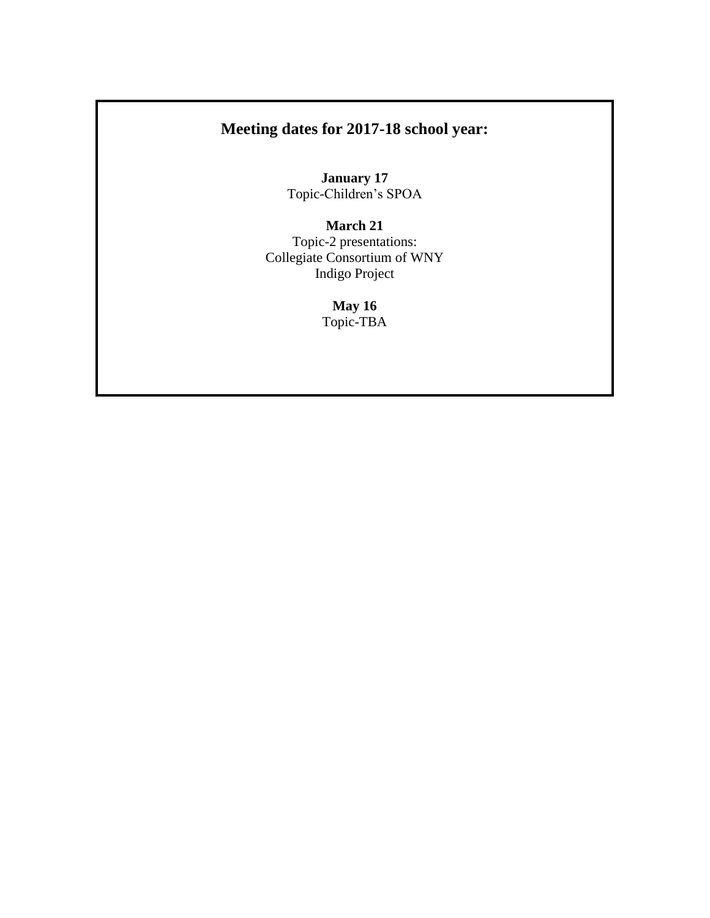## Meeting dates for 2017-18 school year:

**January 17**
Topic-Children's SPOA

**March 21**
Topic-2 presentations:
Collegiate Consortium of WNY
Indigo Project

**May 16**
Topic-TBA